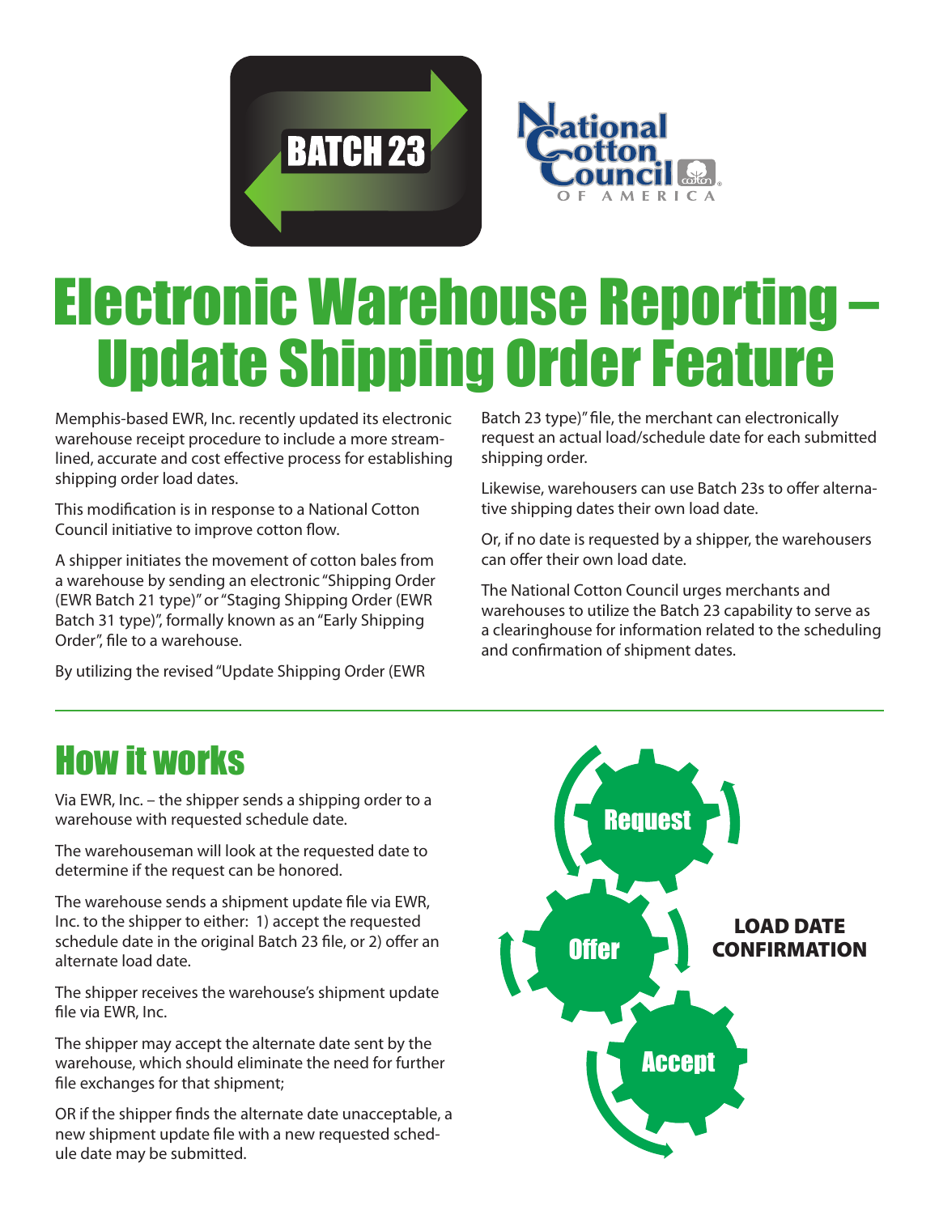BATCH 23

National Cotton Council OF AMERICA

# Electronic Warehouse Reporting – Update Shipping Order Feature

Memphis-based EWR, Inc. recently updated its electronic warehouse receipt procedure to include a more streamlined, accurate and cost effective process for establishing shipping order load dates.

This modification is in response to a National Cotton Council initiative to improve cotton flow.

A shipper initiates the movement of cotton bales from a warehouse by sending an electronic "Shipping Order (EWR Batch 21 type)" or "Staging Shipping Order (EWR Batch 31 type)", formally known as an "Early Shipping Order", file to a warehouse.

By utilizing the revised "Update Shipping Order (EWR Batch 23 type)" file, the merchant can electronically request an actual load/schedule date for each submitted shipping order.

Likewise, warehousers can use Batch 23s to offer alternative shipping dates their own load date.

Or, if no date is requested by a shipper, the warehousers can offer their own load date.

The National Cotton Council urges merchants and warehouses to utilize the Batch 23 capability to serve as a clearinghouse for information related to the scheduling and confirmation of shipment dates.

## How it works

Via EWR, Inc. – the shipper sends a shipping order to a warehouse with requested schedule date.

The warehouseman will look at the requested date to determine if the request can be honored.

The warehouse sends a shipment update file via EWR, Inc. to the shipper to either: 1) accept the requested schedule date in the original Batch 23 file, or 2) offer an alternate load date.

The shipper receives the warehouse's shipment update file via EWR, Inc.

The shipper may accept the alternate date sent by the warehouse, which should eliminate the need for further file exchanges for that shipment;

OR if the shipper finds the alternate date unacceptable, a new shipment update file with a new requested schedule date may be submitted.

Request

Offer

Accept

LOAD DATE CONFIRMATION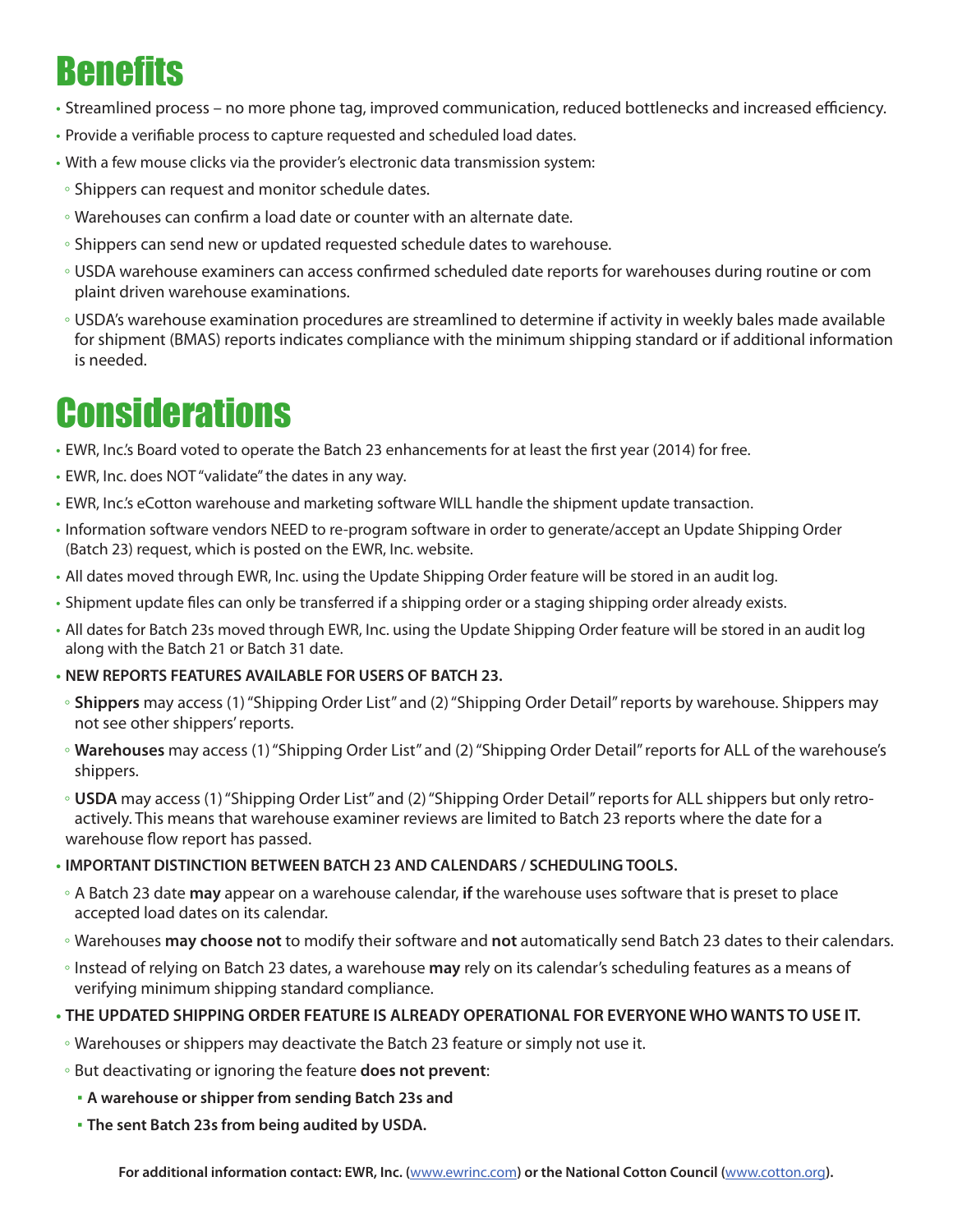# Benefits

- Streamlined process – no more phone tag, improved communication, reduced bottlenecks and increased efficiency.
- Provide a verifiable process to capture requested and scheduled load dates.
- With a few mouse clicks via the provider's electronic data transmission system:
  - Shippers can request and monitor schedule dates.
  - Warehouses can confirm a load date or counter with an alternate date.
  - Shippers can send new or updated requested schedule dates to warehouse.
  - USDA warehouse examiners can access confirmed scheduled date reports for warehouses during routine or com plaint driven warehouse examinations.
  - USDA's warehouse examination procedures are streamlined to determine if activity in weekly bales made available for shipment (BMAS) reports indicates compliance with the minimum shipping standard or if additional information is needed.

# Considerations

- EWR, Inc.'s Board voted to operate the Batch 23 enhancements for at least the first year (2014) for free.
- EWR, Inc. does NOT "validate" the dates in any way.
- EWR, Inc.'s eCotton warehouse and marketing software WILL handle the shipment update transaction.
- Information software vendors NEED to re-program software in order to generate/accept an Update Shipping Order (Batch 23) request, which is posted on the EWR, Inc. website.
- All dates moved through EWR, Inc. using the Update Shipping Order feature will be stored in an audit log.
- Shipment update files can only be transferred if a shipping order or a staging shipping order already exists.
- All dates for Batch 23s moved through EWR, Inc. using the Update Shipping Order feature will be stored in an audit log along with the Batch 21 or Batch 31 date.
- **NEW REPORTS FEATURES AVAILABLE FOR USERS OF BATCH 23.**
  - **Shippers** may access (1) "Shipping Order List" and (2) "Shipping Order Detail" reports by warehouse. Shippers may not see other shippers' reports.
  - **Warehouses** may access (1) "Shipping Order List" and (2) "Shipping Order Detail" reports for ALL of the warehouse's shippers.
  - **USDA** may access (1) "Shipping Order List" and (2) "Shipping Order Detail" reports for ALL shippers but only retro-actively. This means that warehouse examiner reviews are limited to Batch 23 reports where the date for a warehouse flow report has passed.
- **IMPORTANT DISTINCTION BETWEEN BATCH 23 AND CALENDARS / SCHEDULING TOOLS.**
  - A Batch 23 date **may** appear on a warehouse calendar, **if** the warehouse uses software that is preset to place accepted load dates on its calendar.
  - Warehouses **may choose not** to modify their software and **not** automatically send Batch 23 dates to their calendars.
  - Instead of relying on Batch 23 dates, a warehouse **may** rely on its calendar's scheduling features as a means of verifying minimum shipping standard compliance.
- **THE UPDATED SHIPPING ORDER FEATURE IS ALREADY OPERATIONAL FOR EVERYONE WHO WANTS TO USE IT.**
  - Warehouses or shippers may deactivate the Batch 23 feature or simply not use it.
  - But deactivating or ignoring the feature **does not prevent**:
    - **A warehouse or shipper from sending Batch 23s and**
    - **The sent Batch 23s from being audited by USDA.**

**For additional information contact: EWR, Inc. (www.ewrinc.com) or the National Cotton Council (www.cotton.org).**